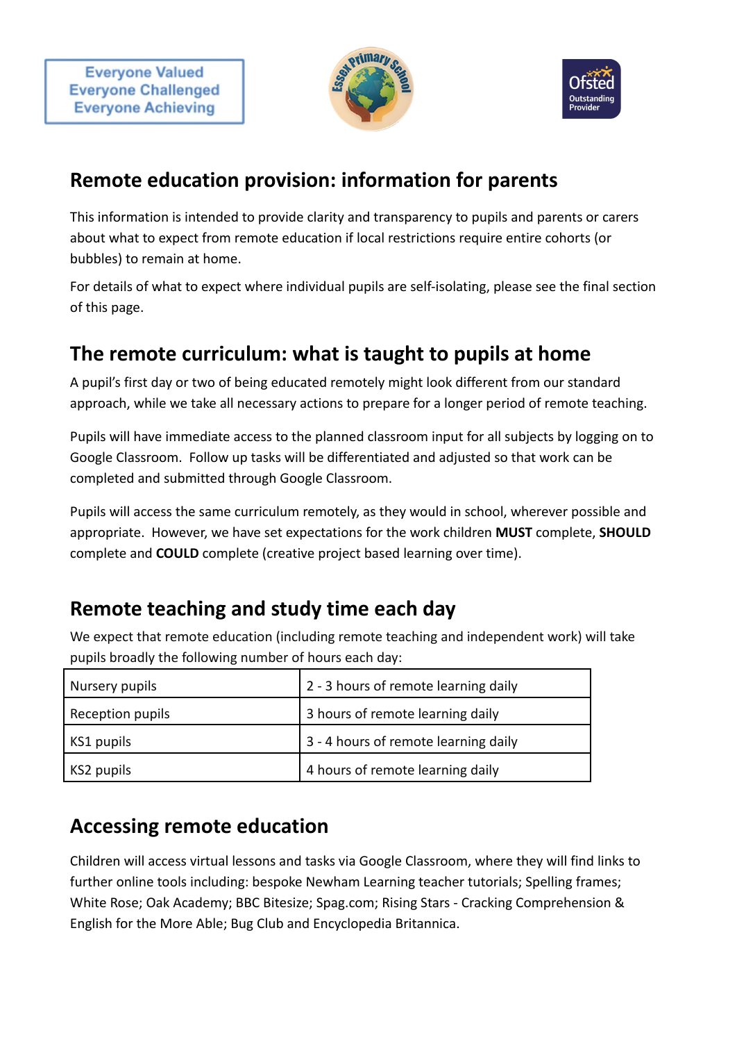Everyone Valued
Everyone Challenged
Everyone Achieving

## Remote education provision: information for parents

This information is intended to provide clarity and transparency to pupils and parents or carers about what to expect from remote education if local restrictions require entire cohorts (or bubbles) to remain at home.

For details of what to expect where individual pupils are self-isolating, please see the final section of this page.

## The remote curriculum: what is taught to pupils at home

A pupil's first day or two of being educated remotely might look different from our standard approach, while we take all necessary actions to prepare for a longer period of remote teaching.

Pupils will have immediate access to the planned classroom input for all subjects by logging on to Google Classroom. Follow up tasks will be differentiated and adjusted so that work can be completed and submitted through Google Classroom.

Pupils will access the same curriculum remotely, as they would in school, wherever possible and appropriate. However, we have set expectations for the work children **MUST** complete, **SHOULD** complete and **COULD** complete (creative project based learning over time).

## Remote teaching and study time each day

We expect that remote education (including remote teaching and independent work) will take pupils broadly the following number of hours each day:

| | |
|---|---|
| Nursery pupils | 2 - 3 hours of remote learning daily |
| Reception pupils | 3 hours of remote learning daily |
| KS1 pupils | 3 - 4 hours of remote learning daily |
| KS2 pupils | 4 hours of remote learning daily |

## Accessing remote education

Children will access virtual lessons and tasks via Google Classroom, where they will find links to further online tools including: bespoke Newham Learning teacher tutorials; Spelling frames; White Rose; Oak Academy; BBC Bitesize; Spag.com; Rising Stars - Cracking Comprehension & English for the More Able; Bug Club and Encyclopedia Britannica.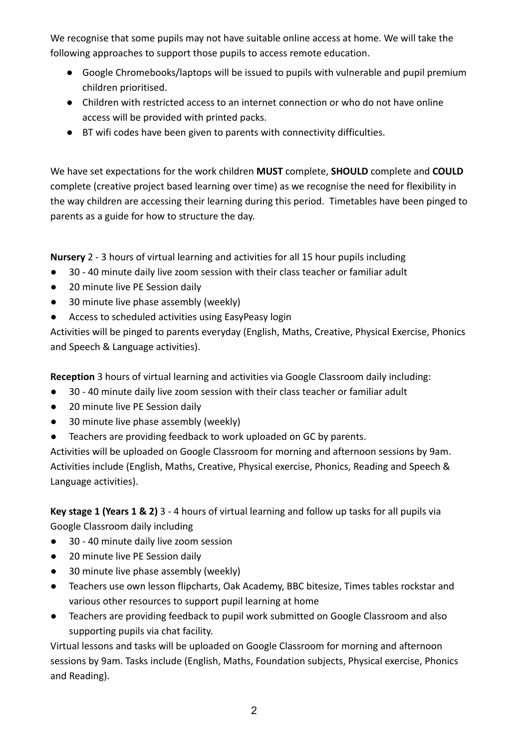We recognise that some pupils may not have suitable online access at home. We will take the following approaches to support those pupils to access remote education.

- Google Chromebooks/laptops will be issued to pupils with vulnerable and pupil premium children prioritised.
- Children with restricted access to an internet connection or who do not have online access will be provided with printed packs.
- BT wifi codes have been given to parents with connectivity difficulties.

We have set expectations for the work children **MUST** complete, **SHOULD** complete and **COULD** complete (creative project based learning over time) as we recognise the need for flexibility in the way children are accessing their learning during this period. Timetables have been pinged to parents as a guide for how to structure the day.

**Nursery** 2 - 3 hours of virtual learning and activities for all 15 hour pupils including

- 30 - 40 minute daily live zoom session with their class teacher or familiar adult
- 20 minute live PE Session daily
- 30 minute live phase assembly (weekly)
- Access to scheduled activities using EasyPeasy login

Activities will be pinged to parents everyday (English, Maths, Creative, Physical Exercise, Phonics and Speech & Language activities).

**Reception** 3 hours of virtual learning and activities via Google Classroom daily including:

- 30 - 40 minute daily live zoom session with their class teacher or familiar adult
- 20 minute live PE Session daily
- 30 minute live phase assembly (weekly)
- Teachers are providing feedback to work uploaded on GC by parents.

Activities will be uploaded on Google Classroom for morning and afternoon sessions by 9am. Activities include (English, Maths, Creative, Physical exercise, Phonics, Reading and Speech & Language activities).

**Key stage 1 (Years 1 & 2)** 3 - 4 hours of virtual learning and follow up tasks for all pupils via Google Classroom daily including

- 30 - 40 minute daily live zoom session
- 20 minute live PE Session daily
- 30 minute live phase assembly (weekly)
- Teachers use own lesson flipcharts, Oak Academy, BBC bitesize, Times tables rockstar and various other resources to support pupil learning at home
- Teachers are providing feedback to pupil work submitted on Google Classroom and also supporting pupils via chat facility.

Virtual lessons and tasks will be uploaded on Google Classroom for morning and afternoon sessions by 9am. Tasks include (English, Maths, Foundation subjects, Physical exercise, Phonics and Reading).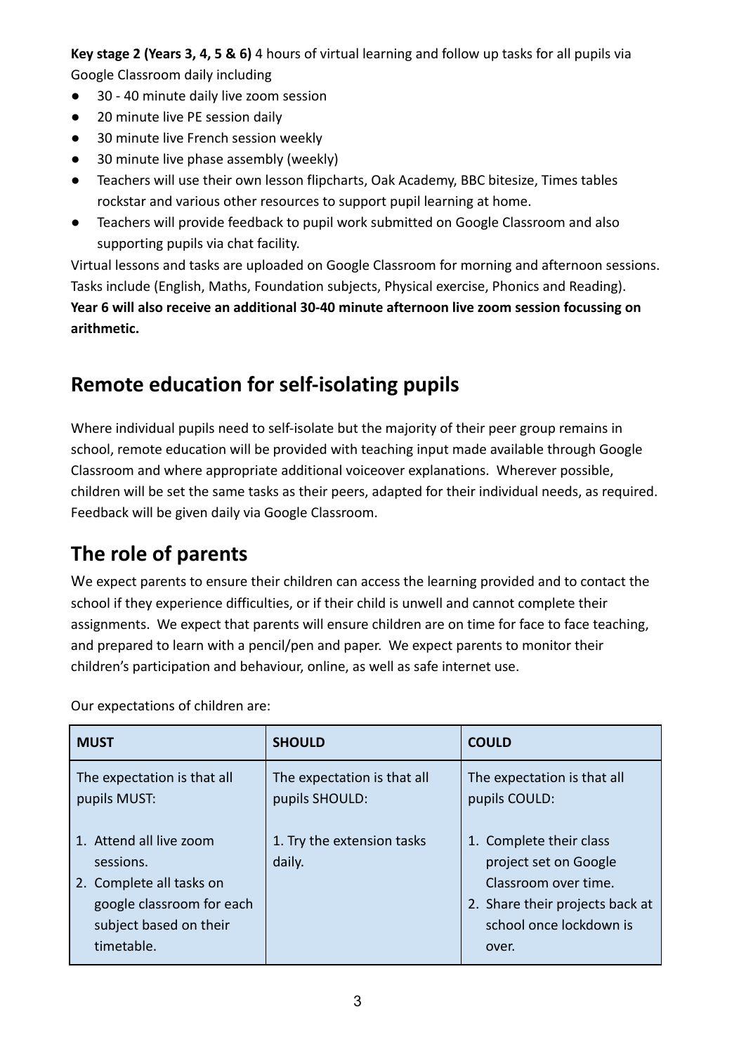**Key stage 2 (Years 3, 4, 5 & 6)** 4 hours of virtual learning and follow up tasks for all pupils via Google Classroom daily including

- 30 - 40 minute daily live zoom session
- 20 minute live PE session daily
- 30 minute live French session weekly
- 30 minute live phase assembly (weekly)
- Teachers will use their own lesson flipcharts, Oak Academy, BBC bitesize, Times tables rockstar and various other resources to support pupil learning at home.
- Teachers will provide feedback to pupil work submitted on Google Classroom and also supporting pupils via chat facility.

Virtual lessons and tasks are uploaded on Google Classroom for morning and afternoon sessions. Tasks include (English, Maths, Foundation subjects, Physical exercise, Phonics and Reading).
**Year 6 will also receive an additional 30-40 minute afternoon live zoom session focussing on arithmetic.**

## Remote education for self-isolating pupils

Where individual pupils need to self-isolate but the majority of their peer group remains in school, remote education will be provided with teaching input made available through Google Classroom and where appropriate additional voiceover explanations. Wherever possible, children will be set the same tasks as their peers, adapted for their individual needs, as required. Feedback will be given daily via Google Classroom.

## The role of parents

We expect parents to ensure their children can access the learning provided and to contact the school if they experience difficulties, or if their child is unwell and cannot complete their assignments. We expect that parents will ensure children are on time for face to face teaching, and prepared to learn with a pencil/pen and paper. We expect parents to monitor their children's participation and behaviour, online, as well as safe internet use.

Our expectations of children are:

| **MUST** | **SHOULD** | **COULD** |
|---|---|---|
| The expectation is that all pupils MUST:<br><br>1. Attend all live zoom sessions.<br>2. Complete all tasks on google classroom for each subject based on their timetable. | The expectation is that all pupils SHOULD:<br><br>1. Try the extension tasks daily. | The expectation is that all pupils COULD:<br><br>1. Complete their class project set on Google Classroom over time.<br>2. Share their projects back at school once lockdown is over. |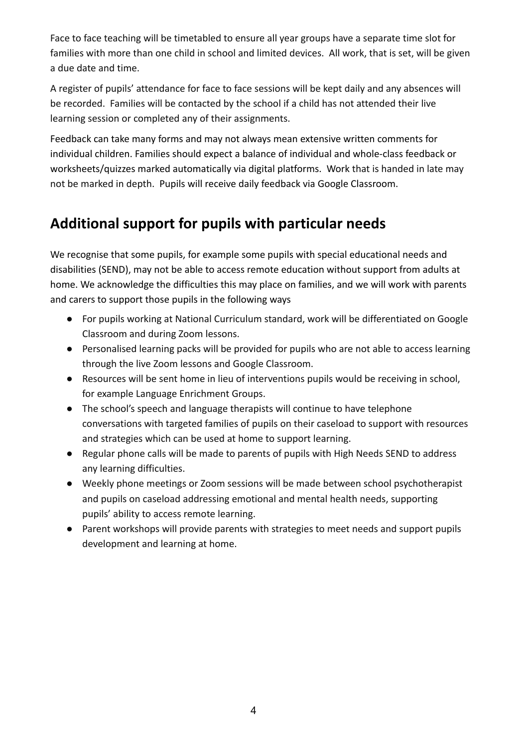Face to face teaching will be timetabled to ensure all year groups have a separate time slot for families with more than one child in school and limited devices. All work, that is set, will be given a due date and time.

A register of pupils' attendance for face to face sessions will be kept daily and any absences will be recorded. Families will be contacted by the school if a child has not attended their live learning session or completed any of their assignments.

Feedback can take many forms and may not always mean extensive written comments for individual children. Families should expect a balance of individual and whole-class feedback or worksheets/quizzes marked automatically via digital platforms. Work that is handed in late may not be marked in depth. Pupils will receive daily feedback via Google Classroom.

## Additional support for pupils with particular needs

We recognise that some pupils, for example some pupils with special educational needs and disabilities (SEND), may not be able to access remote education without support from adults at home. We acknowledge the difficulties this may place on families, and we will work with parents and carers to support those pupils in the following ways

- For pupils working at National Curriculum standard, work will be differentiated on Google Classroom and during Zoom lessons.
- Personalised learning packs will be provided for pupils who are not able to access learning through the live Zoom lessons and Google Classroom.
- Resources will be sent home in lieu of interventions pupils would be receiving in school, for example Language Enrichment Groups.
- The school's speech and language therapists will continue to have telephone conversations with targeted families of pupils on their caseload to support with resources and strategies which can be used at home to support learning.
- Regular phone calls will be made to parents of pupils with High Needs SEND to address any learning difficulties.
- Weekly phone meetings or Zoom sessions will be made between school psychotherapist and pupils on caseload addressing emotional and mental health needs, supporting pupils' ability to access remote learning.
- Parent workshops will provide parents with strategies to meet needs and support pupils development and learning at home.